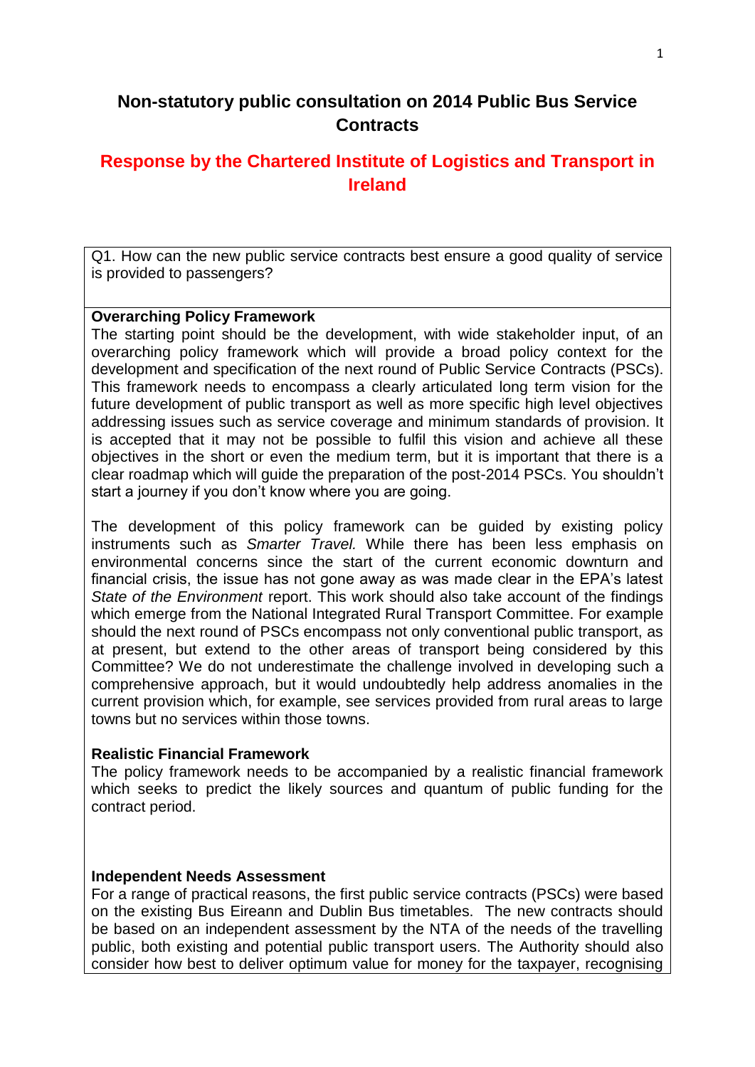# Non-statutory public consultation on 2014 Public Bus Service Contracts

## Response by the Chartered Institute of Logistics and Transport in Ireland

Q1. How can the new public service contracts best ensure a good quality of service is provided to passengers?

**Overarching Policy Framework**

The starting point should be the development, with wide stakeholder input, of an overarching policy framework which will provide a broad policy context for the development and specification of the next round of Public Service Contracts (PSCs). This framework needs to encompass a clearly articulated long term vision for the future development of public transport as well as more specific high level objectives addressing issues such as service coverage and minimum standards of provision. It is accepted that it may not be possible to fulfil this vision and achieve all these objectives in the short or even the medium term, but it is important that there is a clear roadmap which will guide the preparation of the post-2014 PSCs. You shouldn't start a journey if you don't know where you are going.

The development of this policy framework can be guided by existing policy instruments such as *Smarter Travel.* While there has been less emphasis on environmental concerns since the start of the current economic downturn and financial crisis, the issue has not gone away as was made clear in the EPA's latest *State of the Environment* report. This work should also take account of the findings which emerge from the National Integrated Rural Transport Committee. For example should the next round of PSCs encompass not only conventional public transport, as at present, but extend to the other areas of transport being considered by this Committee? We do not underestimate the challenge involved in developing such a comprehensive approach, but it would undoubtedly help address anomalies in the current provision which, for example, see services provided from rural areas to large towns but no services within those towns.

**Realistic Financial Framework**

The policy framework needs to be accompanied by a realistic financial framework which seeks to predict the likely sources and quantum of public funding for the contract period.

**Independent Needs Assessment**

For a range of practical reasons, the first public service contracts (PSCs) were based on the existing Bus Eireann and Dublin Bus timetables. The new contracts should be based on an independent assessment by the NTA of the needs of the travelling public, both existing and potential public transport users. The Authority should also consider how best to deliver optimum value for money for the taxpayer, recognising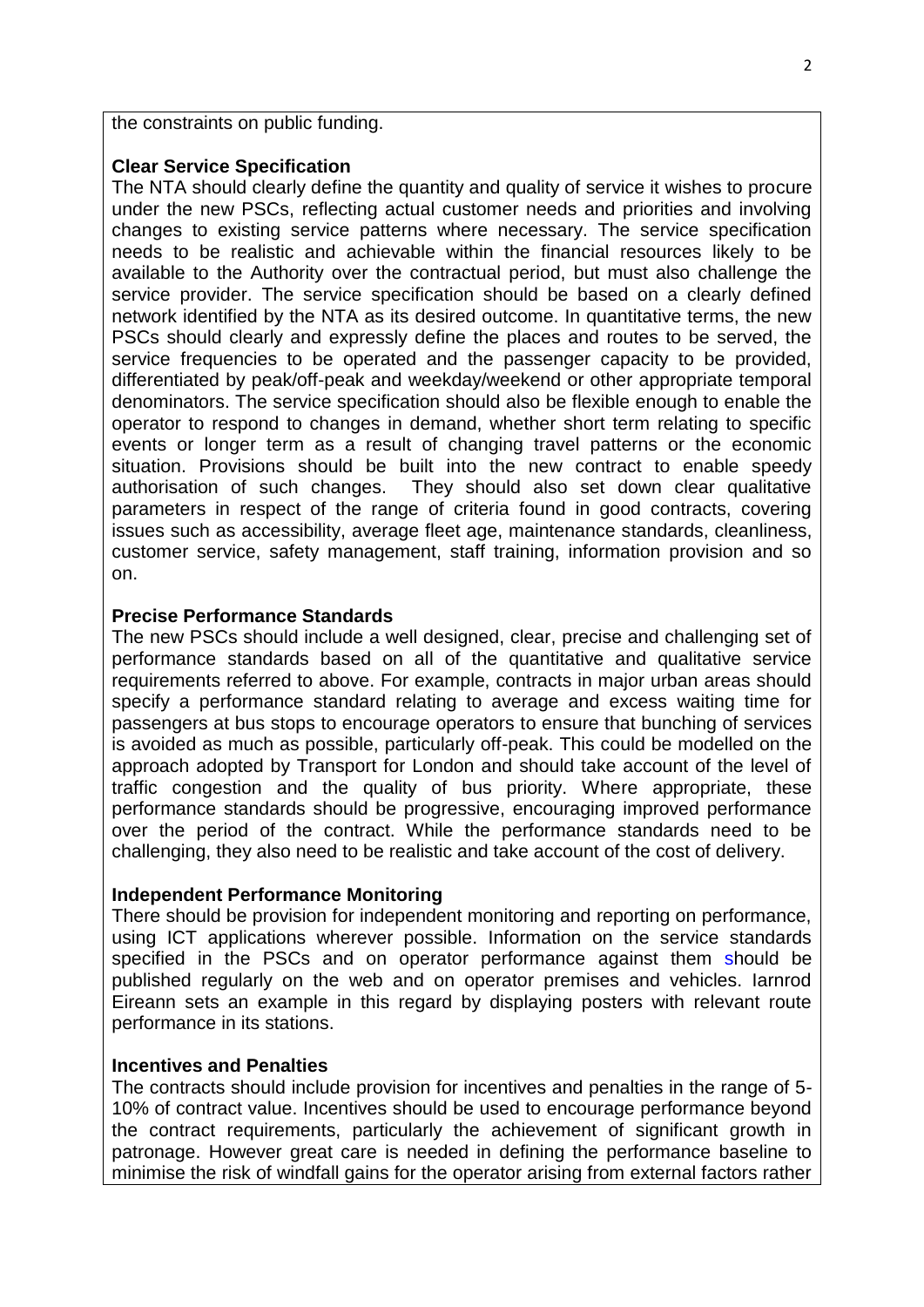the constraints on public funding.

**Clear Service Specification**

The NTA should clearly define the quantity and quality of service it wishes to procure under the new PSCs, reflecting actual customer needs and priorities and involving changes to existing service patterns where necessary. The service specification needs to be realistic and achievable within the financial resources likely to be available to the Authority over the contractual period, but must also challenge the service provider. The service specification should be based on a clearly defined network identified by the NTA as its desired outcome. In quantitative terms, the new PSCs should clearly and expressly define the places and routes to be served, the service frequencies to be operated and the passenger capacity to be provided, differentiated by peak/off-peak and weekday/weekend or other appropriate temporal denominators. The service specification should also be flexible enough to enable the operator to respond to changes in demand, whether short term relating to specific events or longer term as a result of changing travel patterns or the economic situation. Provisions should be built into the new contract to enable speedy authorisation of such changes. They should also set down clear qualitative parameters in respect of the range of criteria found in good contracts, covering issues such as accessibility, average fleet age, maintenance standards, cleanliness, customer service, safety management, staff training, information provision and so on.

**Precise Performance Standards**

The new PSCs should include a well designed, clear, precise and challenging set of performance standards based on all of the quantitative and qualitative service requirements referred to above. For example, contracts in major urban areas should specify a performance standard relating to average and excess waiting time for passengers at bus stops to encourage operators to ensure that bunching of services is avoided as much as possible, particularly off-peak. This could be modelled on the approach adopted by Transport for London and should take account of the level of traffic congestion and the quality of bus priority. Where appropriate, these performance standards should be progressive, encouraging improved performance over the period of the contract. While the performance standards need to be challenging, they also need to be realistic and take account of the cost of delivery.

**Independent Performance Monitoring**

There should be provision for independent monitoring and reporting on performance, using ICT applications wherever possible. Information on the service standards specified in the PSCs and on operator performance against them should be published regularly on the web and on operator premises and vehicles. Iarnrod Eireann sets an example in this regard by displaying posters with relevant route performance in its stations.

**Incentives and Penalties**

The contracts should include provision for incentives and penalties in the range of 5-10% of contract value. Incentives should be used to encourage performance beyond the contract requirements, particularly the achievement of significant growth in patronage. However great care is needed in defining the performance baseline to minimise the risk of windfall gains for the operator arising from external factors rather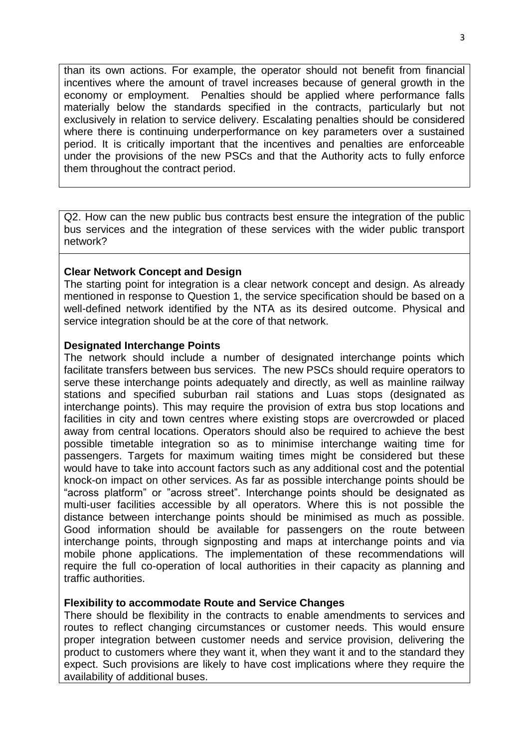than its own actions. For example, the operator should not benefit from financial incentives where the amount of travel increases because of general growth in the economy or employment. Penalties should be applied where performance falls materially below the standards specified in the contracts, particularly but not exclusively in relation to service delivery. Escalating penalties should be considered where there is continuing underperformance on key parameters over a sustained period. It is critically important that the incentives and penalties are enforceable under the provisions of the new PSCs and that the Authority acts to fully enforce them throughout the contract period.

Q2. How can the new public bus contracts best ensure the integration of the public bus services and the integration of these services with the wider public transport network?

**Clear Network Concept and Design**

The starting point for integration is a clear network concept and design. As already mentioned in response to Question 1, the service specification should be based on a well-defined network identified by the NTA as its desired outcome. Physical and service integration should be at the core of that network.

**Designated Interchange Points**

The network should include a number of designated interchange points which facilitate transfers between bus services. The new PSCs should require operators to serve these interchange points adequately and directly, as well as mainline railway stations and specified suburban rail stations and Luas stops (designated as interchange points). This may require the provision of extra bus stop locations and facilities in city and town centres where existing stops are overcrowded or placed away from central locations. Operators should also be required to achieve the best possible timetable integration so as to minimise interchange waiting time for passengers. Targets for maximum waiting times might be considered but these would have to take into account factors such as any additional cost and the potential knock-on impact on other services. As far as possible interchange points should be "across platform" or "across street". Interchange points should be designated as multi-user facilities accessible by all operators. Where this is not possible the distance between interchange points should be minimised as much as possible. Good information should be available for passengers on the route between interchange points, through signposting and maps at interchange points and via mobile phone applications. The implementation of these recommendations will require the full co-operation of local authorities in their capacity as planning and traffic authorities.

**Flexibility to accommodate Route and Service Changes**

There should be flexibility in the contracts to enable amendments to services and routes to reflect changing circumstances or customer needs. This would ensure proper integration between customer needs and service provision, delivering the product to customers where they want it, when they want it and to the standard they expect. Such provisions are likely to have cost implications where they require the availability of additional buses.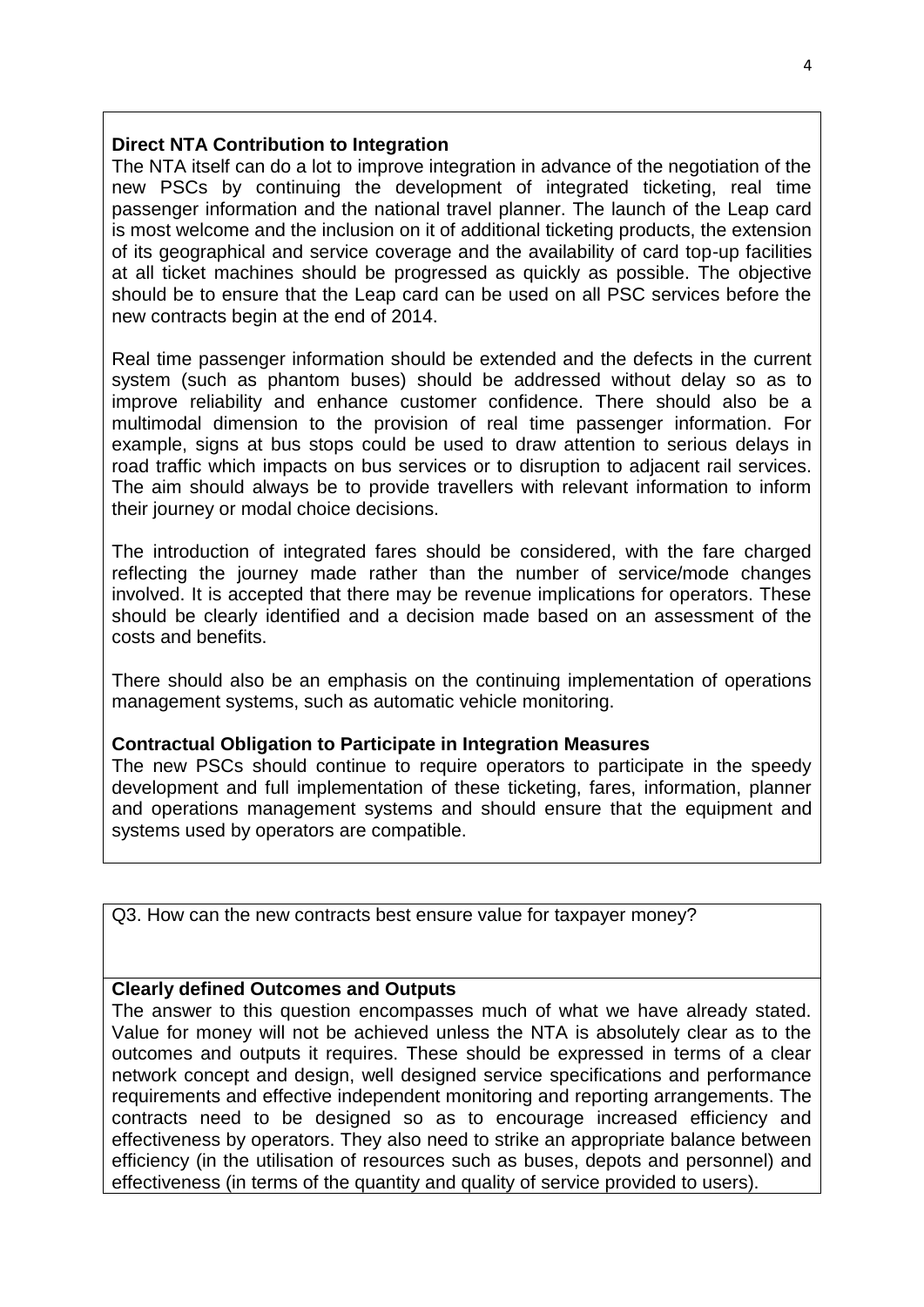**Direct NTA Contribution to Integration**

The NTA itself can do a lot to improve integration in advance of the negotiation of the new PSCs by continuing the development of integrated ticketing, real time passenger information and the national travel planner. The launch of the Leap card is most welcome and the inclusion on it of additional ticketing products, the extension of its geographical and service coverage and the availability of card top-up facilities at all ticket machines should be progressed as quickly as possible. The objective should be to ensure that the Leap card can be used on all PSC services before the new contracts begin at the end of 2014.

Real time passenger information should be extended and the defects in the current system (such as phantom buses) should be addressed without delay so as to improve reliability and enhance customer confidence. There should also be a multimodal dimension to the provision of real time passenger information. For example, signs at bus stops could be used to draw attention to serious delays in road traffic which impacts on bus services or to disruption to adjacent rail services. The aim should always be to provide travellers with relevant information to inform their journey or modal choice decisions.

The introduction of integrated fares should be considered, with the fare charged reflecting the journey made rather than the number of service/mode changes involved. It is accepted that there may be revenue implications for operators. These should be clearly identified and a decision made based on an assessment of the costs and benefits.

There should also be an emphasis on the continuing implementation of operations management systems, such as automatic vehicle monitoring.

**Contractual Obligation to Participate in Integration Measures**

The new PSCs should continue to require operators to participate in the speedy development and full implementation of these ticketing, fares, information, planner and operations management systems and should ensure that the equipment and systems used by operators are compatible.

Q3. How can the new contracts best ensure value for taxpayer money?

**Clearly defined Outcomes and Outputs**

The answer to this question encompasses much of what we have already stated. Value for money will not be achieved unless the NTA is absolutely clear as to the outcomes and outputs it requires. These should be expressed in terms of a clear network concept and design, well designed service specifications and performance requirements and effective independent monitoring and reporting arrangements. The contracts need to be designed so as to encourage increased efficiency and effectiveness by operators. They also need to strike an appropriate balance between efficiency (in the utilisation of resources such as buses, depots and personnel) and effectiveness (in terms of the quantity and quality of service provided to users).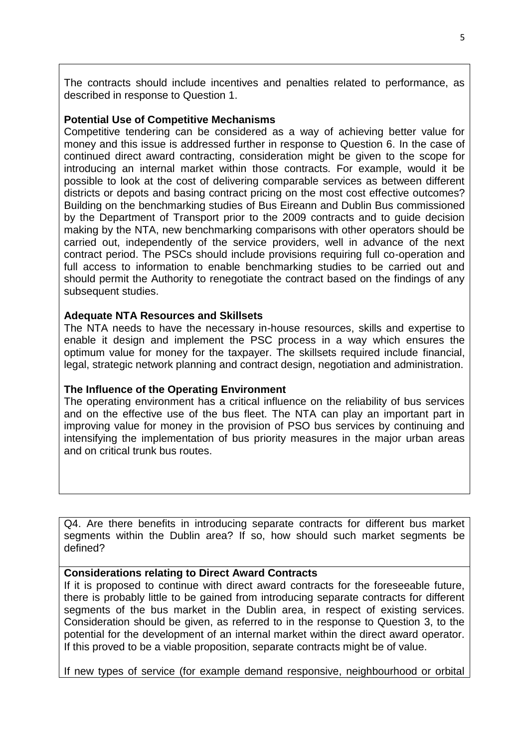The contracts should include incentives and penalties related to performance, as described in response to Question 1.

**Potential Use of Competitive Mechanisms**

Competitive tendering can be considered as a way of achieving better value for money and this issue is addressed further in response to Question 6. In the case of continued direct award contracting, consideration might be given to the scope for introducing an internal market within those contracts. For example, would it be possible to look at the cost of delivering comparable services as between different districts or depots and basing contract pricing on the most cost effective outcomes? Building on the benchmarking studies of Bus Eireann and Dublin Bus commissioned by the Department of Transport prior to the 2009 contracts and to guide decision making by the NTA, new benchmarking comparisons with other operators should be carried out, independently of the service providers, well in advance of the next contract period. The PSCs should include provisions requiring full co-operation and full access to information to enable benchmarking studies to be carried out and should permit the Authority to renegotiate the contract based on the findings of any subsequent studies.

**Adequate NTA Resources and Skillsets**

The NTA needs to have the necessary in-house resources, skills and expertise to enable it design and implement the PSC process in a way which ensures the optimum value for money for the taxpayer. The skillsets required include financial, legal, strategic network planning and contract design, negotiation and administration.

**The Influence of the Operating Environment**

The operating environment has a critical influence on the reliability of bus services and on the effective use of the bus fleet. The NTA can play an important part in improving value for money in the provision of PSO bus services by continuing and intensifying the implementation of bus priority measures in the major urban areas and on critical trunk bus routes.

Q4. Are there benefits in introducing separate contracts for different bus market segments within the Dublin area? If so, how should such market segments be defined?

**Considerations relating to Direct Award Contracts**

If it is proposed to continue with direct award contracts for the foreseeable future, there is probably little to be gained from introducing separate contracts for different segments of the bus market in the Dublin area, in respect of existing services. Consideration should be given, as referred to in the response to Question 3, to the potential for the development of an internal market within the direct award operator. If this proved to be a viable proposition, separate contracts might be of value.

If new types of service (for example demand responsive, neighbourhood or orbital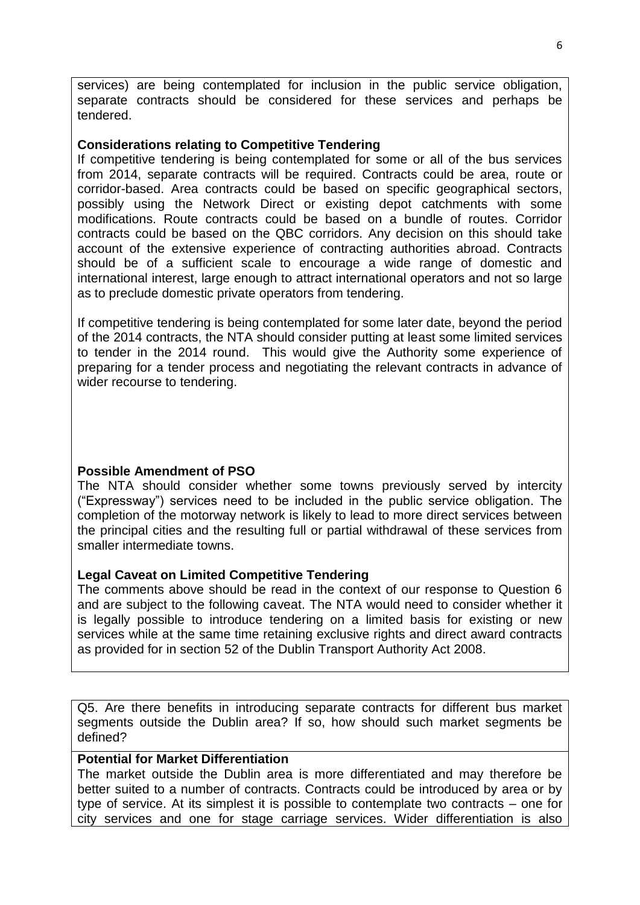services) are being contemplated for inclusion in the public service obligation, separate contracts should be considered for these services and perhaps be tendered.

**Considerations relating to Competitive Tendering**

If competitive tendering is being contemplated for some or all of the bus services from 2014, separate contracts will be required. Contracts could be area, route or corridor-based. Area contracts could be based on specific geographical sectors, possibly using the Network Direct or existing depot catchments with some modifications. Route contracts could be based on a bundle of routes. Corridor contracts could be based on the QBC corridors. Any decision on this should take account of the extensive experience of contracting authorities abroad. Contracts should be of a sufficient scale to encourage a wide range of domestic and international interest, large enough to attract international operators and not so large as to preclude domestic private operators from tendering.

If competitive tendering is being contemplated for some later date, beyond the period of the 2014 contracts, the NTA should consider putting at least some limited services to tender in the 2014 round. This would give the Authority some experience of preparing for a tender process and negotiating the relevant contracts in advance of wider recourse to tendering.

**Possible Amendment of PSO**

The NTA should consider whether some towns previously served by intercity ("Expressway") services need to be included in the public service obligation. The completion of the motorway network is likely to lead to more direct services between the principal cities and the resulting full or partial withdrawal of these services from smaller intermediate towns.

**Legal Caveat on Limited Competitive Tendering**

The comments above should be read in the context of our response to Question 6 and are subject to the following caveat. The NTA would need to consider whether it is legally possible to introduce tendering on a limited basis for existing or new services while at the same time retaining exclusive rights and direct award contracts as provided for in section 52 of the Dublin Transport Authority Act 2008.

Q5. Are there benefits in introducing separate contracts for different bus market segments outside the Dublin area? If so, how should such market segments be defined?

**Potential for Market Differentiation**

The market outside the Dublin area is more differentiated and may therefore be better suited to a number of contracts. Contracts could be introduced by area or by type of service. At its simplest it is possible to contemplate two contracts – one for city services and one for stage carriage services. Wider differentiation is also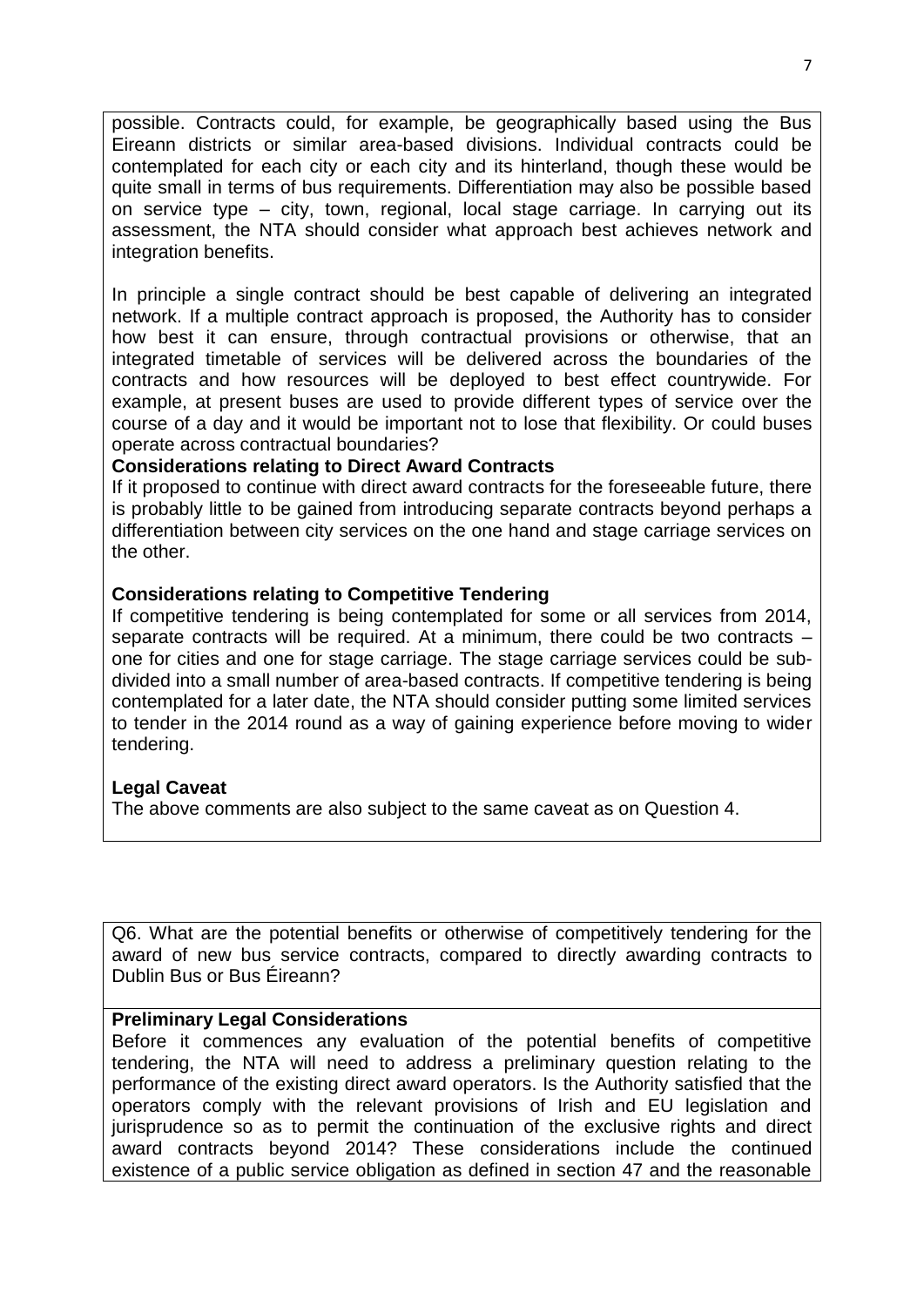possible. Contracts could, for example, be geographically based using the Bus Eireann districts or similar area-based divisions. Individual contracts could be contemplated for each city or each city and its hinterland, though these would be quite small in terms of bus requirements. Differentiation may also be possible based on service type – city, town, regional, local stage carriage. In carrying out its assessment, the NTA should consider what approach best achieves network and integration benefits.

In principle a single contract should be best capable of delivering an integrated network. If a multiple contract approach is proposed, the Authority has to consider how best it can ensure, through contractual provisions or otherwise, that an integrated timetable of services will be delivered across the boundaries of the contracts and how resources will be deployed to best effect countrywide. For example, at present buses are used to provide different types of service over the course of a day and it would be important not to lose that flexibility. Or could buses operate across contractual boundaries?

**Considerations relating to Direct Award Contracts**

If it proposed to continue with direct award contracts for the foreseeable future, there is probably little to be gained from introducing separate contracts beyond perhaps a differentiation between city services on the one hand and stage carriage services on the other.

**Considerations relating to Competitive Tendering**

If competitive tendering is being contemplated for some or all services from 2014, separate contracts will be required. At a minimum, there could be two contracts – one for cities and one for stage carriage. The stage carriage services could be sub-divided into a small number of area-based contracts. If competitive tendering is being contemplated for a later date, the NTA should consider putting some limited services to tender in the 2014 round as a way of gaining experience before moving to wider tendering.

**Legal Caveat**

The above comments are also subject to the same caveat as on Question 4.

Q6. What are the potential benefits or otherwise of competitively tendering for the award of new bus service contracts, compared to directly awarding contracts to Dublin Bus or Bus Éireann?

**Preliminary Legal Considerations**

Before it commences any evaluation of the potential benefits of competitive tendering, the NTA will need to address a preliminary question relating to the performance of the existing direct award operators. Is the Authority satisfied that the operators comply with the relevant provisions of Irish and EU legislation and jurisprudence so as to permit the continuation of the exclusive rights and direct award contracts beyond 2014? These considerations include the continued existence of a public service obligation as defined in section 47 and the reasonable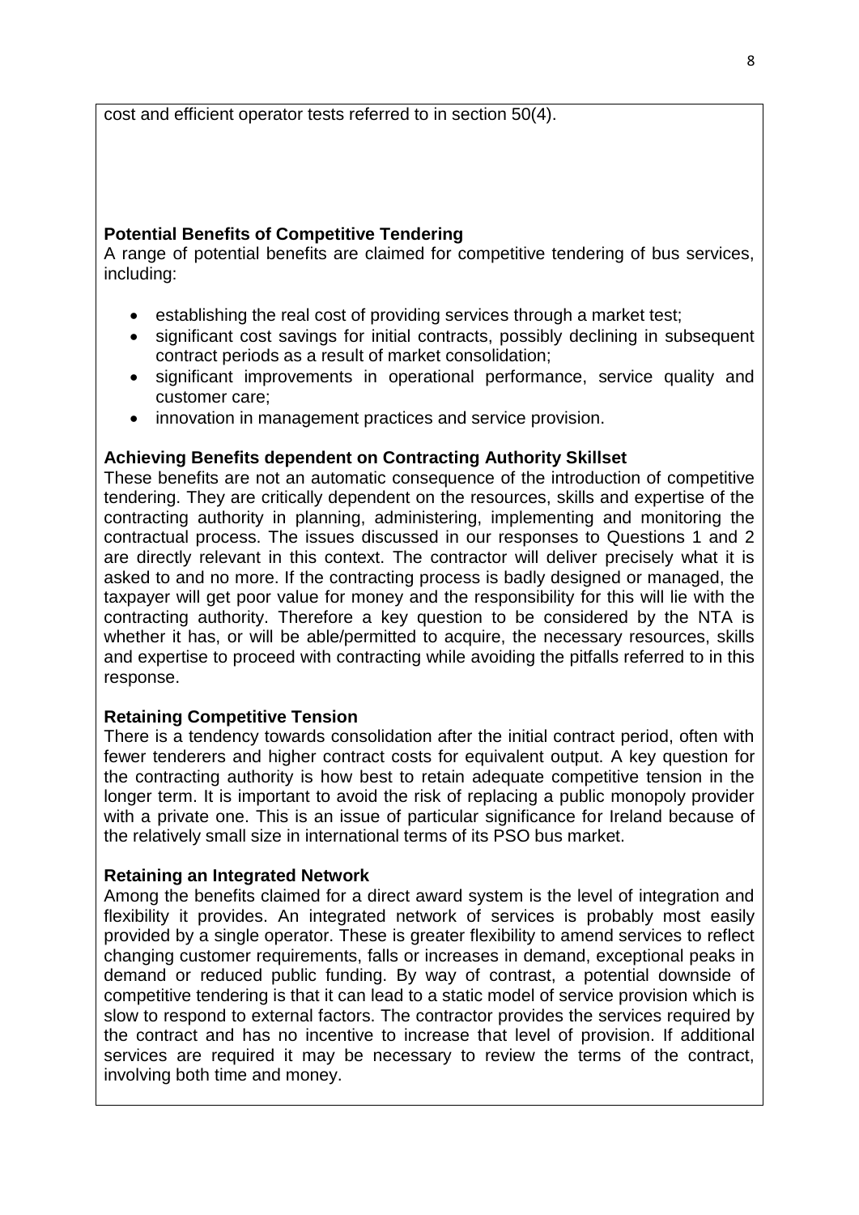cost and efficient operator tests referred to in section 50(4).

**Potential Benefits of Competitive Tendering**

A range of potential benefits are claimed for competitive tendering of bus services, including:

- establishing the real cost of providing services through a market test;
- significant cost savings for initial contracts, possibly declining in subsequent contract periods as a result of market consolidation;
- significant improvements in operational performance, service quality and customer care;
- innovation in management practices and service provision.

**Achieving Benefits dependent on Contracting Authority Skillset**

These benefits are not an automatic consequence of the introduction of competitive tendering. They are critically dependent on the resources, skills and expertise of the contracting authority in planning, administering, implementing and monitoring the contractual process. The issues discussed in our responses to Questions 1 and 2 are directly relevant in this context. The contractor will deliver precisely what it is asked to and no more. If the contracting process is badly designed or managed, the taxpayer will get poor value for money and the responsibility for this will lie with the contracting authority. Therefore a key question to be considered by the NTA is whether it has, or will be able/permitted to acquire, the necessary resources, skills and expertise to proceed with contracting while avoiding the pitfalls referred to in this response.

**Retaining Competitive Tension**

There is a tendency towards consolidation after the initial contract period, often with fewer tenderers and higher contract costs for equivalent output. A key question for the contracting authority is how best to retain adequate competitive tension in the longer term. It is important to avoid the risk of replacing a public monopoly provider with a private one. This is an issue of particular significance for Ireland because of the relatively small size in international terms of its PSO bus market.

**Retaining an Integrated Network**

Among the benefits claimed for a direct award system is the level of integration and flexibility it provides. An integrated network of services is probably most easily provided by a single operator. These is greater flexibility to amend services to reflect changing customer requirements, falls or increases in demand, exceptional peaks in demand or reduced public funding. By way of contrast, a potential downside of competitive tendering is that it can lead to a static model of service provision which is slow to respond to external factors. The contractor provides the services required by the contract and has no incentive to increase that level of provision. If additional services are required it may be necessary to review the terms of the contract, involving both time and money.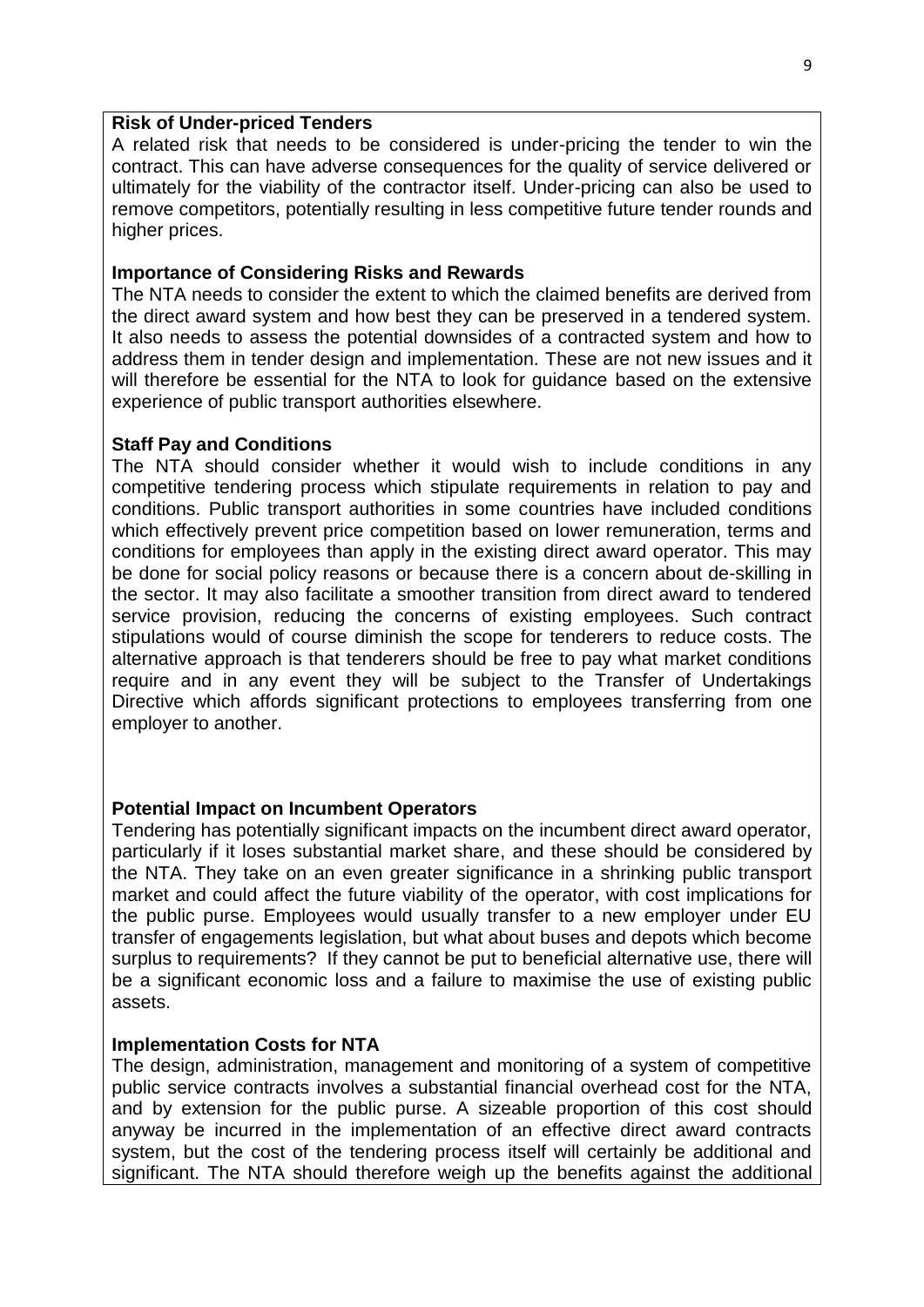**Risk of Under-priced Tenders**

A related risk that needs to be considered is under-pricing the tender to win the contract. This can have adverse consequences for the quality of service delivered or ultimately for the viability of the contractor itself. Under-pricing can also be used to remove competitors, potentially resulting in less competitive future tender rounds and higher prices.

**Importance of Considering Risks and Rewards**

The NTA needs to consider the extent to which the claimed benefits are derived from the direct award system and how best they can be preserved in a tendered system. It also needs to assess the potential downsides of a contracted system and how to address them in tender design and implementation. These are not new issues and it will therefore be essential for the NTA to look for guidance based on the extensive experience of public transport authorities elsewhere.

**Staff Pay and Conditions**

The NTA should consider whether it would wish to include conditions in any competitive tendering process which stipulate requirements in relation to pay and conditions. Public transport authorities in some countries have included conditions which effectively prevent price competition based on lower remuneration, terms and conditions for employees than apply in the existing direct award operator. This may be done for social policy reasons or because there is a concern about de-skilling in the sector. It may also facilitate a smoother transition from direct award to tendered service provision, reducing the concerns of existing employees. Such contract stipulations would of course diminish the scope for tenderers to reduce costs. The alternative approach is that tenderers should be free to pay what market conditions require and in any event they will be subject to the Transfer of Undertakings Directive which affords significant protections to employees transferring from one employer to another.

**Potential Impact on Incumbent Operators**

Tendering has potentially significant impacts on the incumbent direct award operator, particularly if it loses substantial market share, and these should be considered by the NTA. They take on an even greater significance in a shrinking public transport market and could affect the future viability of the operator, with cost implications for the public purse. Employees would usually transfer to a new employer under EU transfer of engagements legislation, but what about buses and depots which become surplus to requirements? If they cannot be put to beneficial alternative use, there will be a significant economic loss and a failure to maximise the use of existing public assets.

**Implementation Costs for NTA**

The design, administration, management and monitoring of a system of competitive public service contracts involves a substantial financial overhead cost for the NTA, and by extension for the public purse. A sizeable proportion of this cost should anyway be incurred in the implementation of an effective direct award contracts system, but the cost of the tendering process itself will certainly be additional and significant. The NTA should therefore weigh up the benefits against the additional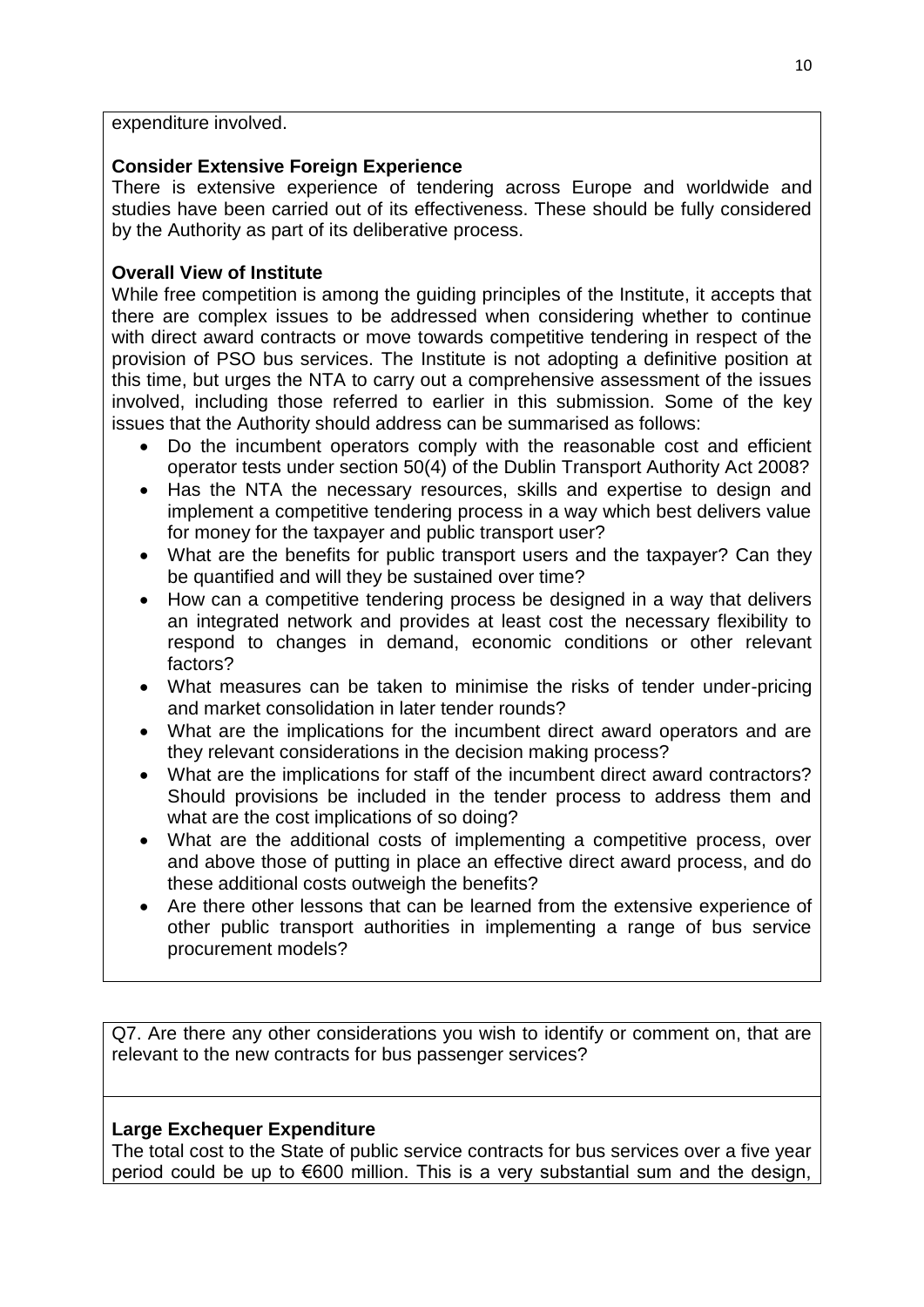expenditure involved.

**Consider Extensive Foreign Experience**

There is extensive experience of tendering across Europe and worldwide and studies have been carried out of its effectiveness. These should be fully considered by the Authority as part of its deliberative process.

**Overall View of Institute**

While free competition is among the guiding principles of the Institute, it accepts that there are complex issues to be addressed when considering whether to continue with direct award contracts or move towards competitive tendering in respect of the provision of PSO bus services. The Institute is not adopting a definitive position at this time, but urges the NTA to carry out a comprehensive assessment of the issues involved, including those referred to earlier in this submission. Some of the key issues that the Authority should address can be summarised as follows:

- Do the incumbent operators comply with the reasonable cost and efficient operator tests under section 50(4) of the Dublin Transport Authority Act 2008?
- Has the NTA the necessary resources, skills and expertise to design and implement a competitive tendering process in a way which best delivers value for money for the taxpayer and public transport user?
- What are the benefits for public transport users and the taxpayer? Can they be quantified and will they be sustained over time?
- How can a competitive tendering process be designed in a way that delivers an integrated network and provides at least cost the necessary flexibility to respond to changes in demand, economic conditions or other relevant factors?
- What measures can be taken to minimise the risks of tender under-pricing and market consolidation in later tender rounds?
- What are the implications for the incumbent direct award operators and are they relevant considerations in the decision making process?
- What are the implications for staff of the incumbent direct award contractors? Should provisions be included in the tender process to address them and what are the cost implications of so doing?
- What are the additional costs of implementing a competitive process, over and above those of putting in place an effective direct award process, and do these additional costs outweigh the benefits?
- Are there other lessons that can be learned from the extensive experience of other public transport authorities in implementing a range of bus service procurement models?

Q7. Are there any other considerations you wish to identify or comment on, that are relevant to the new contracts for bus passenger services?

**Large Exchequer Expenditure**

The total cost to the State of public service contracts for bus services over a five year period could be up to €600 million. This is a very substantial sum and the design,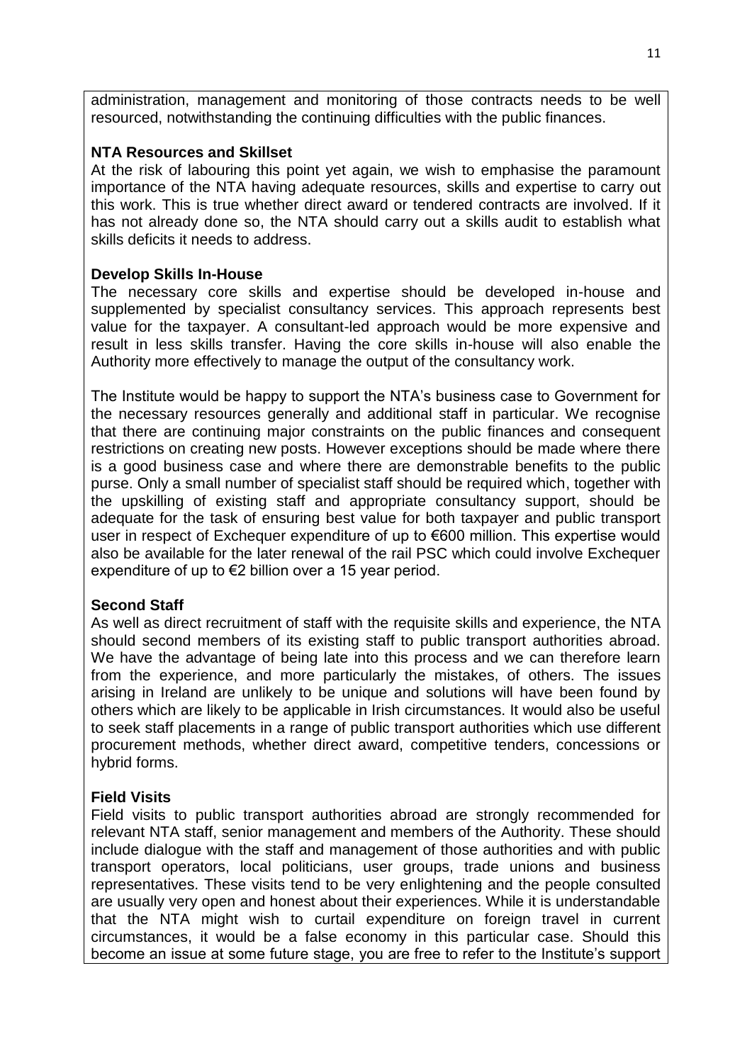administration, management and monitoring of those contracts needs to be well resourced, notwithstanding the continuing difficulties with the public finances.

**NTA Resources and Skillset**

At the risk of labouring this point yet again, we wish to emphasise the paramount importance of the NTA having adequate resources, skills and expertise to carry out this work. This is true whether direct award or tendered contracts are involved. If it has not already done so, the NTA should carry out a skills audit to establish what skills deficits it needs to address.

**Develop Skills In-House**

The necessary core skills and expertise should be developed in-house and supplemented by specialist consultancy services. This approach represents best value for the taxpayer. A consultant-led approach would be more expensive and result in less skills transfer. Having the core skills in-house will also enable the Authority more effectively to manage the output of the consultancy work.

The Institute would be happy to support the NTA's business case to Government for the necessary resources generally and additional staff in particular. We recognise that there are continuing major constraints on the public finances and consequent restrictions on creating new posts. However exceptions should be made where there is a good business case and where there are demonstrable benefits to the public purse. Only a small number of specialist staff should be required which, together with the upskilling of existing staff and appropriate consultancy support, should be adequate for the task of ensuring best value for both taxpayer and public transport user in respect of Exchequer expenditure of up to €600 million. This expertise would also be available for the later renewal of the rail PSC which could involve Exchequer expenditure of up to €2 billion over a 15 year period.

**Second Staff**

As well as direct recruitment of staff with the requisite skills and experience, the NTA should second members of its existing staff to public transport authorities abroad. We have the advantage of being late into this process and we can therefore learn from the experience, and more particularly the mistakes, of others. The issues arising in Ireland are unlikely to be unique and solutions will have been found by others which are likely to be applicable in Irish circumstances. It would also be useful to seek staff placements in a range of public transport authorities which use different procurement methods, whether direct award, competitive tenders, concessions or hybrid forms.

**Field Visits**

Field visits to public transport authorities abroad are strongly recommended for relevant NTA staff, senior management and members of the Authority. These should include dialogue with the staff and management of those authorities and with public transport operators, local politicians, user groups, trade unions and business representatives. These visits tend to be very enlightening and the people consulted are usually very open and honest about their experiences. While it is understandable that the NTA might wish to curtail expenditure on foreign travel in current circumstances, it would be a false economy in this particular case. Should this become an issue at some future stage, you are free to refer to the Institute's support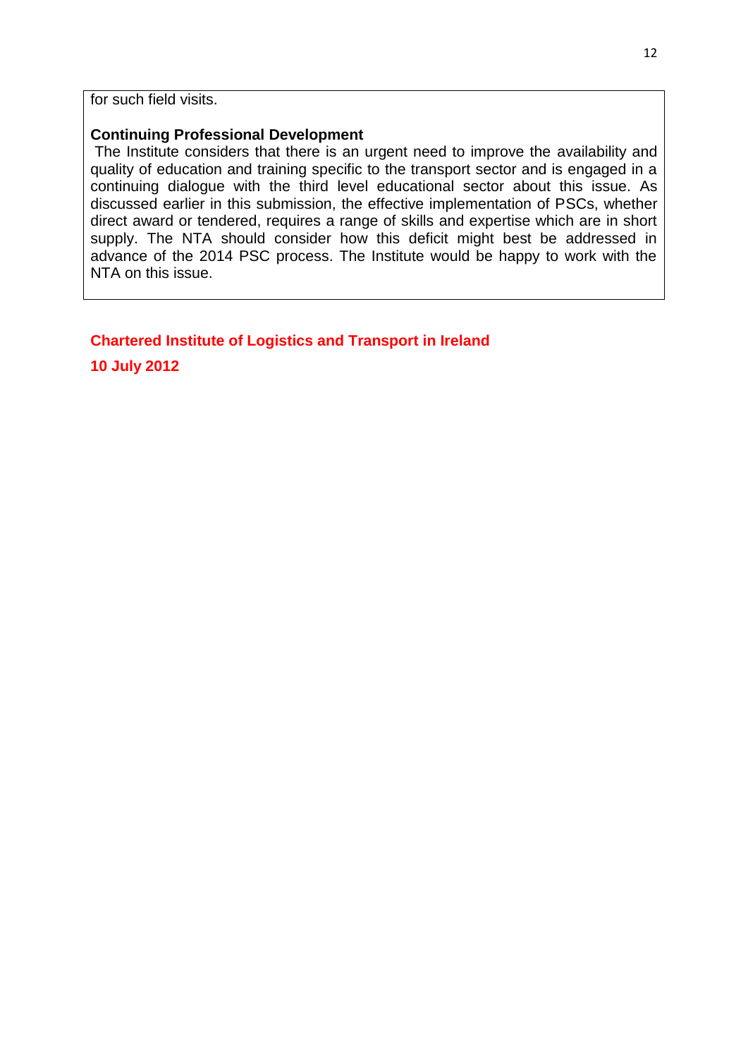for such field visits.

**Continuing Professional Development**

The Institute considers that there is an urgent need to improve the availability and quality of education and training specific to the transport sector and is engaged in a continuing dialogue with the third level educational sector about this issue. As discussed earlier in this submission, the effective implementation of PSCs, whether direct award or tendered, requires a range of skills and expertise which are in short supply. The NTA should consider how this deficit might best be addressed in advance of the 2014 PSC process. The Institute would be happy to work with the NTA on this issue.

**Chartered Institute of Logistics and Transport in Ireland**

**10 July 2012**